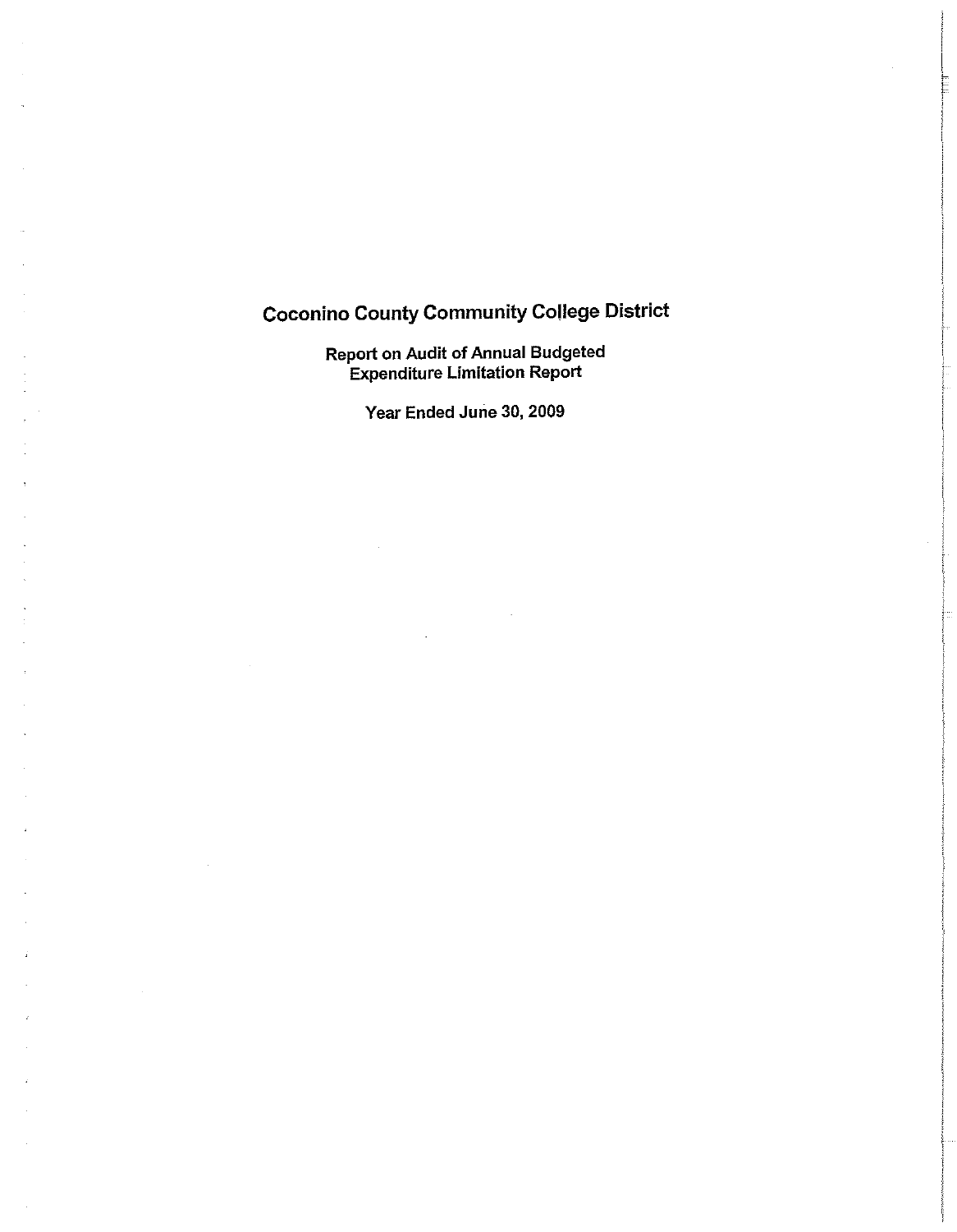# Coconino County Community College District

## Report on Audit of Annual Budgeted Expenditure Limitation Report

### Year Ended June 30, 2009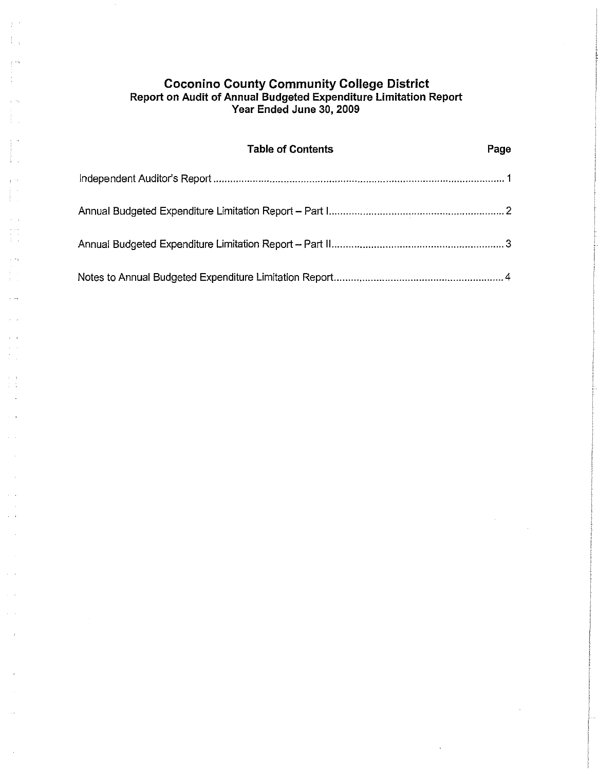# Coconino County Community College District

## Report on Audit of Annual Budgeted Expenditure Limitation Report

### Year Ended June 30, 2009

| Table of Contents | Page |
| --- | --- |
| Independent Auditor's Report | 1 |
| Annual Budgeted Expenditure Limitation Report – Part I | 2 |
| Annual Budgeted Expenditure Limitation Report – Part II | 3 |
| Notes to Annual Budgeted Expenditure Limitation Report | 4 |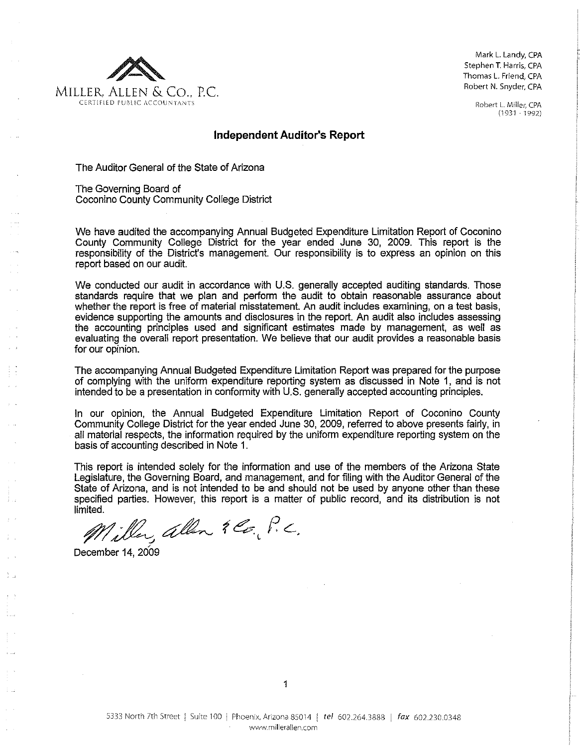MILLER, ALLEN & CO., P.C.
CERTIFIED PUBLIC ACCOUNTANTS

Mark L. Landy, CPA
Stephen T. Harris, CPA
Thomas L. Friend, CPA
Robert N. Snyder, CPA

Robert L. Miller, CPA
(1931 - 1992)

## Independent Auditor's Report

The Auditor General of the State of Arizona

The Governing Board of
Coconino County Community College District

We have audited the accompanying Annual Budgeted Expenditure Limitation Report of Coconino County Community College District for the year ended June 30, 2009. This report is the responsibility of the District's management. Our responsibility is to express an opinion on this report based on our audit.

We conducted our audit in accordance with U.S. generally accepted auditing standards. Those standards require that we plan and perform the audit to obtain reasonable assurance about whether the report is free of material misstatement. An audit includes examining, on a test basis, evidence supporting the amounts and disclosures in the report. An audit also includes assessing the accounting principles used and significant estimates made by management, as well as evaluating the overall report presentation. We believe that our audit provides a reasonable basis for our opinion.

The accompanying Annual Budgeted Expenditure Limitation Report was prepared for the purpose of complying with the uniform expenditure reporting system as discussed in Note 1, and is not intended to be a presentation in conformity with U.S. generally accepted accounting principles.

In our opinion, the Annual Budgeted Expenditure Limitation Report of Coconino County Community College District for the year ended June 30, 2009, referred to above presents fairly, in all material respects, the information required by the uniform expenditure reporting system on the basis of accounting described in Note 1.

This report is intended solely for the information and use of the members of the Arizona State Legislature, the Governing Board, and management, and for filing with the Auditor General of the State of Arizona, and is not intended to be and should not be used by anyone other than these specified parties. However, this report is a matter of public record, and its distribution is not limited.

*Miller, Allen & Co., P.C.*

December 14, 2009

5333 North 7th Street | Suite 100 | Phoenix, Arizona 85014 | tel 602.264.3888 | fax 602.230.0348
www.millerallen.com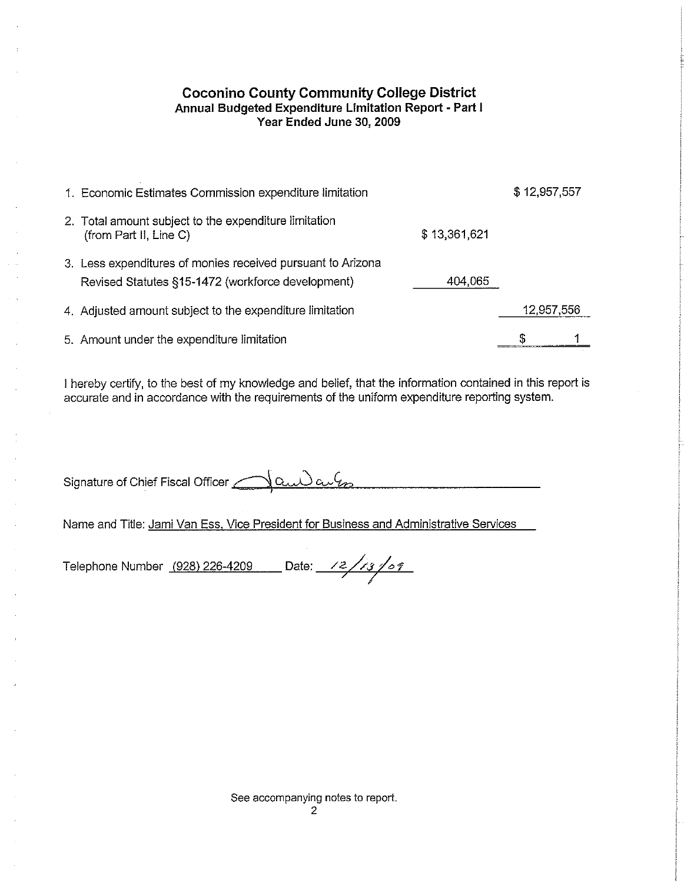# Coconino County Community College District

## Annual Budgeted Expenditure Limitation Report - Part I

### Year Ended June 30, 2009

| | | |
|---|---|---|
| 1. Economic Estimates Commission expenditure limitation | | $ 12,957,557 |
| 2. Total amount subject to the expenditure limitation (from Part II, Line C) | $ 13,361,621 | |
| 3. Less expenditures of monies received pursuant to Arizona Revised Statutes §15-1472 (workforce development) | 404,065 | |
| 4. Adjusted amount subject to the expenditure limitation | | 12,957,556 |
| 5. Amount under the expenditure limitation | | $ 1 |

I hereby certify, to the best of my knowledge and belief, that the information contained in this report is accurate and in accordance with the requirements of the uniform expenditure reporting system.

Signature of Chief Fiscal Officer Jami Van Ess

Name and Title: Jami Van Ess, Vice President for Business and Administrative Services

Telephone Number (928) 226-4209 Date: 12/13/09

See accompanying notes to report.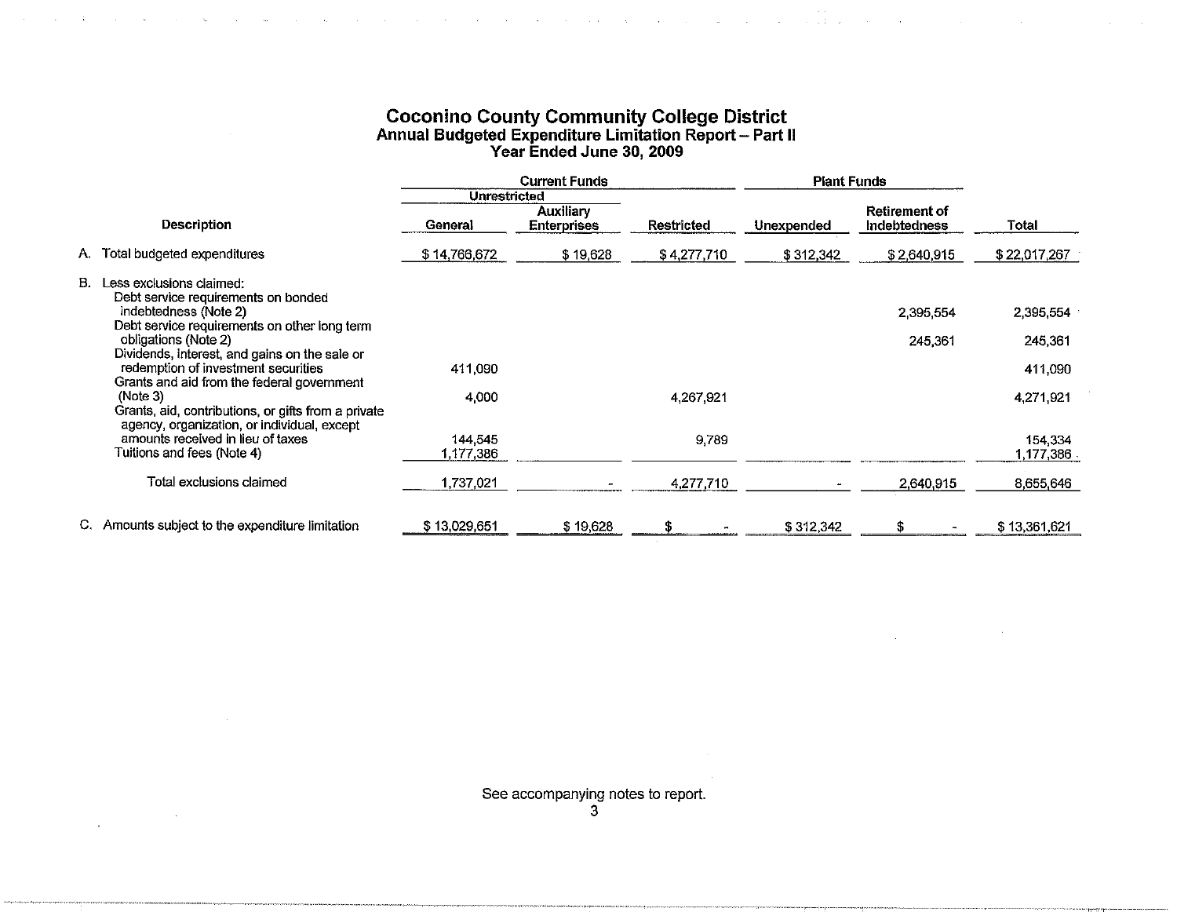# Coconino County Community College District

## Annual Budgeted Expenditure Limitation Report – Part II

### Year Ended June 30, 2009

| Description | Current Funds | | | Plant Funds | | |
|---|---|---|---|---|---|---|
| | Unrestricted | | | | | |
| | General | Auxiliary Enterprises | Restricted | Unexpended | Retirement of Indebtedness | Total |
| A. Total budgeted expenditures | $ 14,766,672 | $ 19,628 | $ 4,277,710 | $ 312,342 | $ 2,640,915 | $ 22,017,267 |
| B. Less exclusions claimed: | | | | | | |
| Debt service requirements on bonded indebtedness (Note 2) | | | | | 2,395,554 | 2,395,554 |
| Debt service requirements on other long term obligations (Note 2) | | | | | 245,361 | 245,361 |
| Dividends, interest, and gains on the sale or redemption of investment securities | 411,090 | | | | | 411,090 |
| Grants and aid from the federal government (Note 3) | 4,000 | | 4,267,921 | | | 4,271,921 |
| Grants, aid, contributions, or gifts from a private agency, organization, or individual, except amounts received in lieu of taxes | 144,545 | | 9,789 | | | 154,334 |
| Tuitions and fees (Note 4) | 1,177,386 | | | | | 1,177,386 |
| Total exclusions claimed | 1,737,021 | - | 4,277,710 | - | 2,640,915 | 8,655,646 |
| C. Amounts subject to the expenditure limitation | $ 13,029,651 | $ 19,628 | $ - | $ 312,342 | $ - | $ 13,361,621 |

See accompanying notes to report.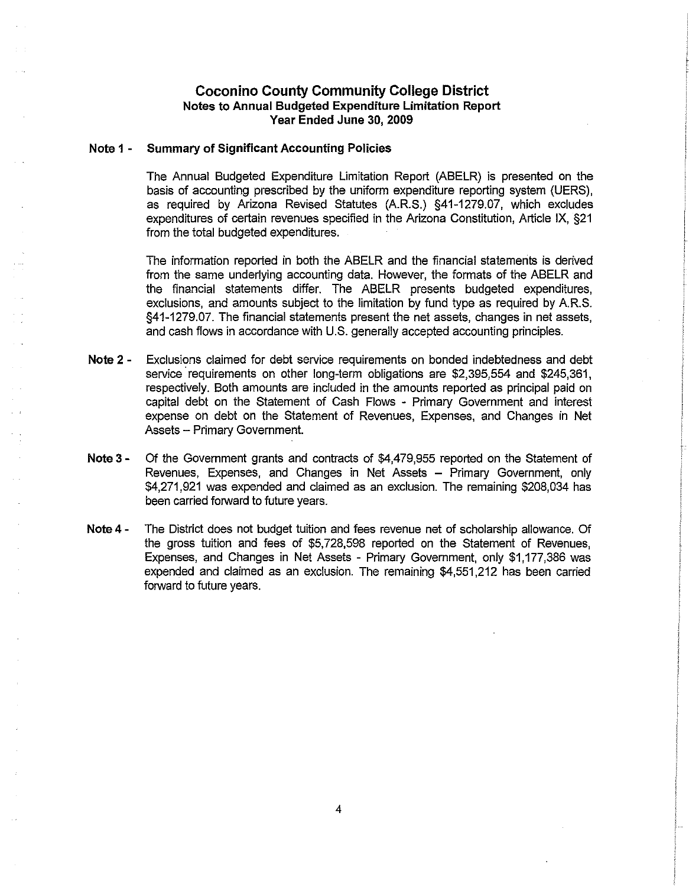# Coconino County Community College District

## Notes to Annual Budgeted Expenditure Limitation Report

## Year Ended June 30, 2009

**Note 1 - Summary of Significant Accounting Policies**

The Annual Budgeted Expenditure Limitation Report (ABELR) is presented on the basis of accounting prescribed by the uniform expenditure reporting system (UERS), as required by Arizona Revised Statutes (A.R.S.) §41-1279.07, which excludes expenditures of certain revenues specified in the Arizona Constitution, Article IX, §21 from the total budgeted expenditures.

The information reported in both the ABELR and the financial statements is derived from the same underlying accounting data. However, the formats of the ABELR and the financial statements differ. The ABELR presents budgeted expenditures, exclusions, and amounts subject to the limitation by fund type as required by A.R.S. §41-1279.07. The financial statements present the net assets, changes in net assets, and cash flows in accordance with U.S. generally accepted accounting principles.

**Note 2 -** Exclusions claimed for debt service requirements on bonded indebtedness and debt service requirements on other long-term obligations are $2,395,554 and $245,361, respectively. Both amounts are included in the amounts reported as principal paid on capital debt on the Statement of Cash Flows - Primary Government and interest expense on debt on the Statement of Revenues, Expenses, and Changes in Net Assets – Primary Government.

**Note 3 -** Of the Government grants and contracts of $4,479,955 reported on the Statement of Revenues, Expenses, and Changes in Net Assets – Primary Government, only $4,271,921 was expended and claimed as an exclusion. The remaining $208,034 has been carried forward to future years.

**Note 4 -** The District does not budget tuition and fees revenue net of scholarship allowance. Of the gross tuition and fees of $5,728,598 reported on the Statement of Revenues, Expenses, and Changes in Net Assets - Primary Government, only $1,177,386 was expended and claimed as an exclusion. The remaining $4,551,212 has been carried forward to future years.